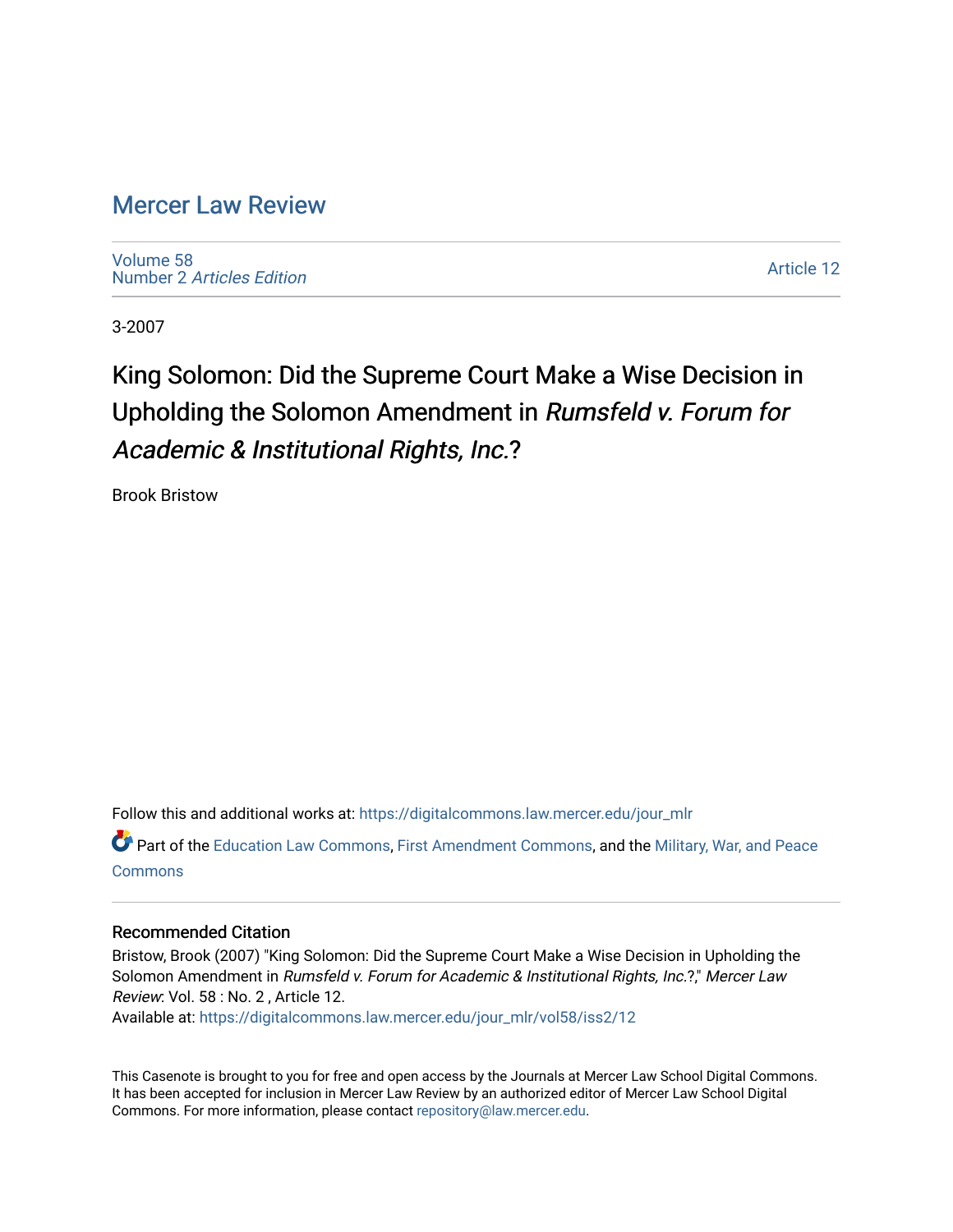# Mercer Law Review

Volume 58
Number 2 *Articles Edition*

Article 12

3-2007

## King Solomon: Did the Supreme Court Make a Wise Decision in Upholding the Solomon Amendment in *Rumsfeld v. Forum for Academic & Institutional Rights, Inc.*?

Brook Bristow

Follow this and additional works at: https://digitalcommons.law.mercer.edu/jour_mlr

Part of the Education Law Commons, First Amendment Commons, and the Military, War, and Peace Commons

### Recommended Citation

Bristow, Brook (2007) "King Solomon: Did the Supreme Court Make a Wise Decision in Upholding the Solomon Amendment in *Rumsfeld v. Forum for Academic & Institutional Rights, Inc.*?," *Mercer Law Review*: Vol. 58 : No. 2 , Article 12.
Available at: https://digitalcommons.law.mercer.edu/jour_mlr/vol58/iss2/12

This Casenote is brought to you for free and open access by the Journals at Mercer Law School Digital Commons. It has been accepted for inclusion in Mercer Law Review by an authorized editor of Mercer Law School Digital Commons. For more information, please contact repository@law.mercer.edu.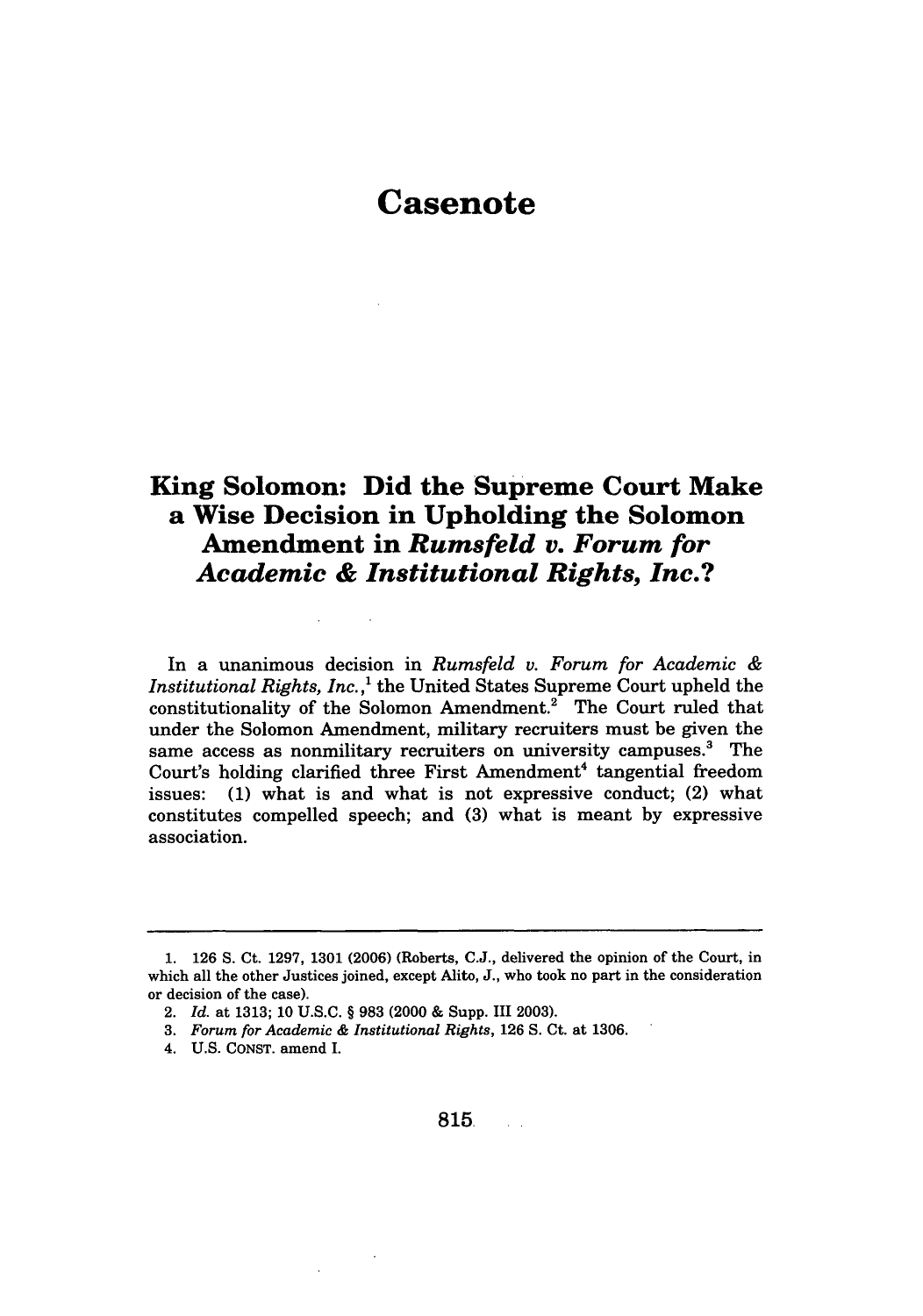# Casenote

## King Solomon: Did the Supreme Court Make a Wise Decision in Upholding the Solomon Amendment in *Rumsfeld v. Forum for Academic & Institutional Rights, Inc.*?

In a unanimous decision in *Rumsfeld v. Forum for Academic & Institutional Rights, Inc.*,[1] the United States Supreme Court upheld the constitutionality of the Solomon Amendment.[2] The Court ruled that under the Solomon Amendment, military recruiters must be given the same access as nonmilitary recruiters on university campuses.[3] The Court's holding clarified three First Amendment[4] tangential freedom issues: (1) what is and what is not expressive conduct; (2) what constitutes compelled speech; and (3) what is meant by expressive association.

---

1. 126 S. Ct. 1297, 1301 (2006) (Roberts, C.J., delivered the opinion of the Court, in which all the other Justices joined, except Alito, J., who took no part in the consideration or decision of the case).
2. *Id.* at 1313; 10 U.S.C. § 983 (2000 & Supp. III 2003).
3. *Forum for Academic & Institutional Rights*, 126 S. Ct. at 1306.
4. U.S. CONST. amend I.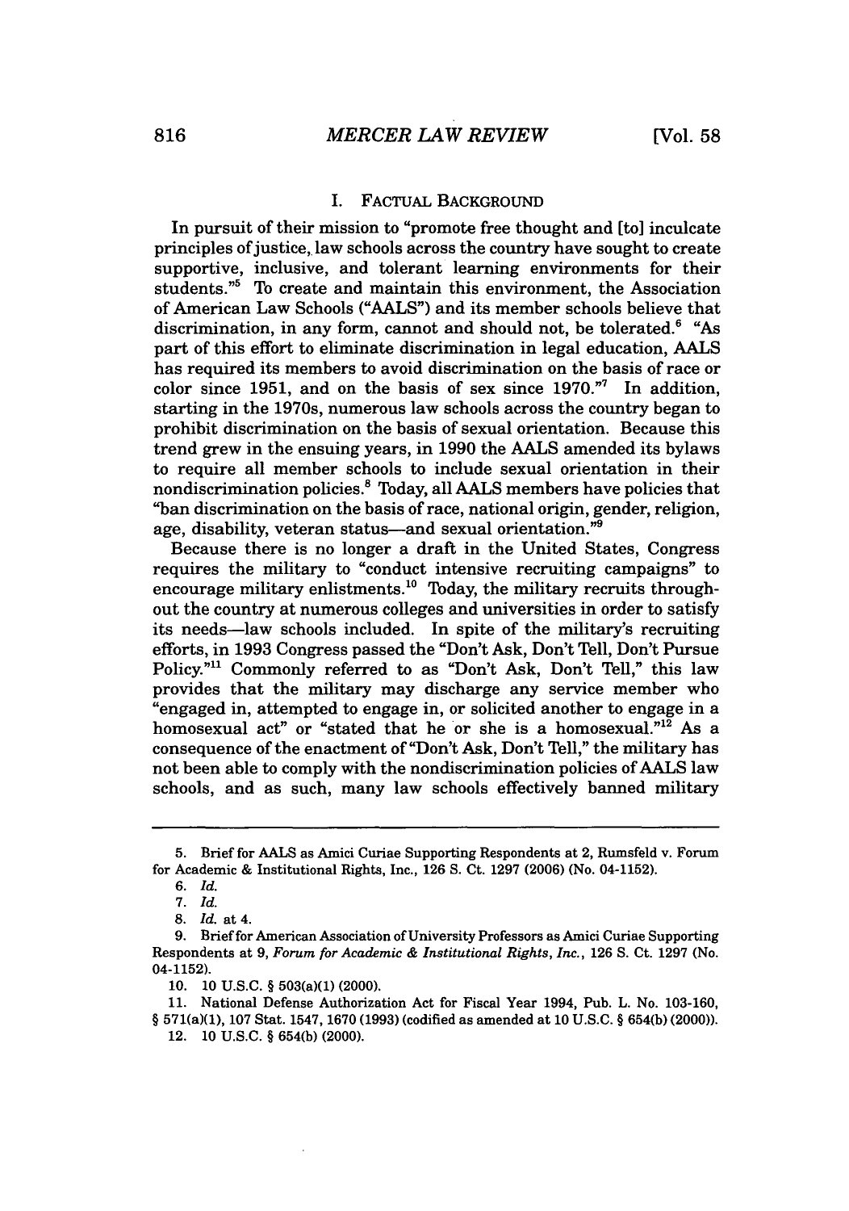## I. FACTUAL BACKGROUND

In pursuit of their mission to "promote free thought and [to] inculcate principles of justice, law schools across the country have sought to create supportive, inclusive, and tolerant learning environments for their students."[5] To create and maintain this environment, the Association of American Law Schools ("AALS") and its member schools believe that discrimination, in any form, cannot and should not, be tolerated.[6] "As part of this effort to eliminate discrimination in legal education, AALS has required its members to avoid discrimination on the basis of race or color since 1951, and on the basis of sex since 1970."[7] In addition, starting in the 1970s, numerous law schools across the country began to prohibit discrimination on the basis of sexual orientation. Because this trend grew in the ensuing years, in 1990 the AALS amended its bylaws to require all member schools to include sexual orientation in their nondiscrimination policies.[8] Today, all AALS members have policies that "ban discrimination on the basis of race, national origin, gender, religion, age, disability, veteran status—and sexual orientation."[9]

Because there is no longer a draft in the United States, Congress requires the military to "conduct intensive recruiting campaigns" to encourage military enlistments.[10] Today, the military recruits throughout the country at numerous colleges and universities in order to satisfy its needs—law schools included. In spite of the military's recruiting efforts, in 1993 Congress passed the "Don't Ask, Don't Tell, Don't Pursue Policy."[11] Commonly referred to as "Don't Ask, Don't Tell," this law provides that the military may discharge any service member who "engaged in, attempted to engage in, or solicited another to engage in a homosexual act" or "stated that he or she is a homosexual."[12] As a consequence of the enactment of "Don't Ask, Don't Tell," the military has not been able to comply with the nondiscrimination policies of AALS law schools, and as such, many law schools effectively banned military

---

5. Brief for AALS as Amici Curiae Supporting Respondents at 2, Rumsfeld v. Forum for Academic & Institutional Rights, Inc., 126 S. Ct. 1297 (2006) (No. 04-1152).

6. *Id.*

7. *Id.*

8. *Id.* at 4.

9. Brief for American Association of University Professors as Amici Curiae Supporting Respondents at 9, *Forum for Academic & Institutional Rights, Inc.*, 126 S. Ct. 1297 (No. 04-1152).

10. 10 U.S.C. § 503(a)(1) (2000).

11. National Defense Authorization Act for Fiscal Year 1994, Pub. L. No. 103-160, § 571(a)(1), 107 Stat. 1547, 1670 (1993) (codified as amended at 10 U.S.C. § 654(b) (2000)).

12. 10 U.S.C. § 654(b) (2000).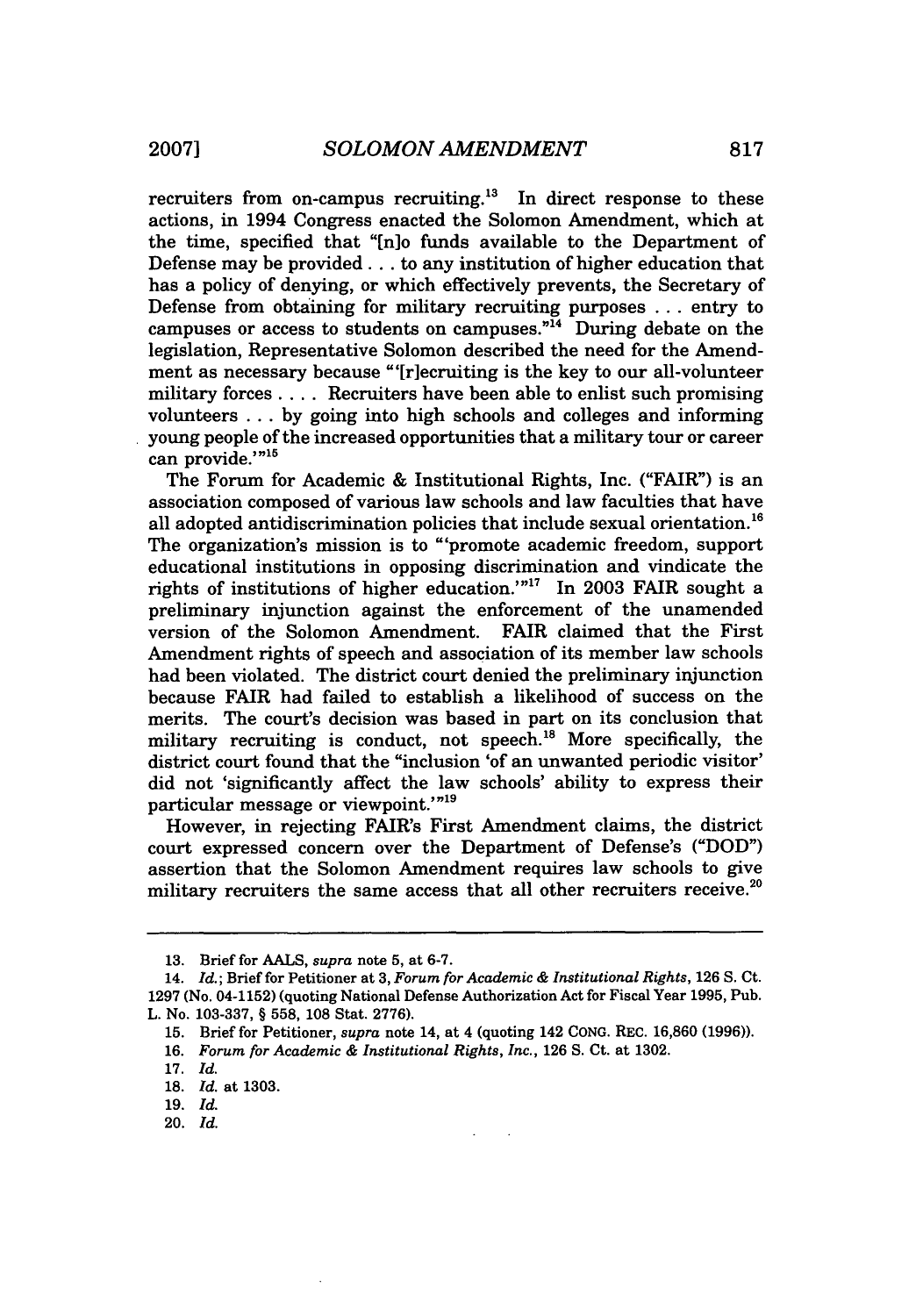recruiters from on-campus recruiting.[13] In direct response to these actions, in 1994 Congress enacted the Solomon Amendment, which at the time, specified that "[n]o funds available to the Department of Defense may be provided . . . to any institution of higher education that has a policy of denying, or which effectively prevents, the Secretary of Defense from obtaining for military recruiting purposes . . . entry to campuses or access to students on campuses."[14] During debate on the legislation, Representative Solomon described the need for the Amendment as necessary because "'[r]ecruiting is the key to our all-volunteer military forces . . . . Recruiters have been able to enlist such promising volunteers . . . by going into high schools and colleges and informing young people of the increased opportunities that a military tour or career can provide.'"[15]

The Forum for Academic & Institutional Rights, Inc. ("FAIR") is an association composed of various law schools and law faculties that have all adopted antidiscrimination policies that include sexual orientation.[16] The organization's mission is to "'promote academic freedom, support educational institutions in opposing discrimination and vindicate the rights of institutions of higher education.'"[17] In 2003 FAIR sought a preliminary injunction against the enforcement of the unamended version of the Solomon Amendment. FAIR claimed that the First Amendment rights of speech and association of its member law schools had been violated. The district court denied the preliminary injunction because FAIR had failed to establish a likelihood of success on the merits. The court's decision was based in part on its conclusion that military recruiting is conduct, not speech.[18] More specifically, the district court found that the "inclusion 'of an unwanted periodic visitor' did not 'significantly affect the law schools' ability to express their particular message or viewpoint.'"[19]

However, in rejecting FAIR's First Amendment claims, the district court expressed concern over the Department of Defense's ("DOD") assertion that the Solomon Amendment requires law schools to give military recruiters the same access that all other recruiters receive.[20]

---

13. Brief for AALS, *supra* note 5, at 6-7.

14. *Id.*; Brief for Petitioner at 3, *Forum for Academic & Institutional Rights*, 126 S. Ct. 1297 (No. 04-1152) (quoting National Defense Authorization Act for Fiscal Year 1995, Pub. L. No. 103-337, § 558, 108 Stat. 2776).

15. Brief for Petitioner, *supra* note 14, at 4 (quoting 142 CONG. REC. 16,860 (1996)).

16. *Forum for Academic & Institutional Rights, Inc.*, 126 S. Ct. at 1302.

17. *Id.*

18. *Id.* at 1303.

19. *Id.*

20. *Id.*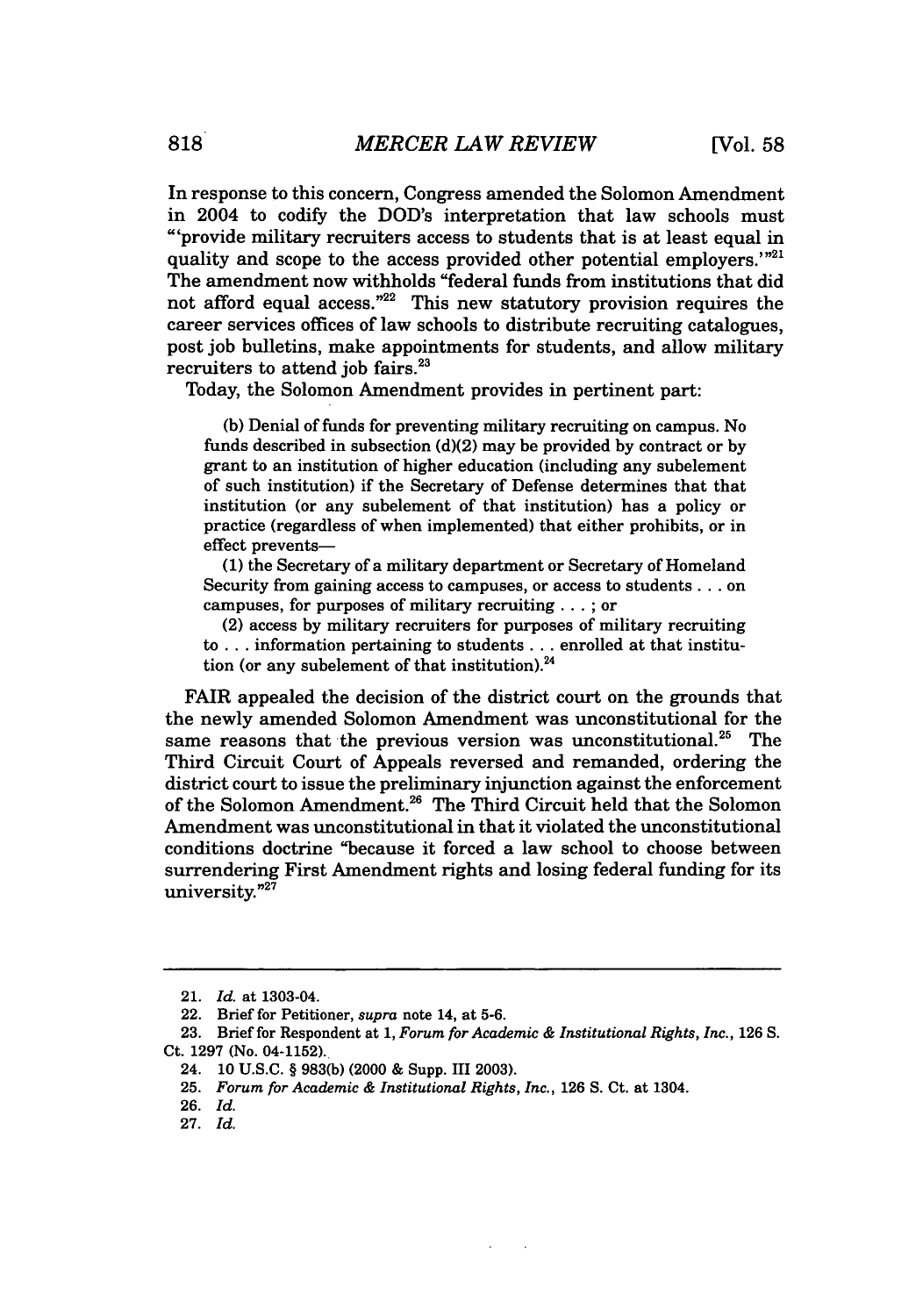In response to this concern, Congress amended the Solomon Amendment in 2004 to codify the DOD's interpretation that law schools must "'provide military recruiters access to students that is at least equal in quality and scope to the access provided other potential employers.'"[21] The amendment now withholds "federal funds from institutions that did not afford equal access."[22] This new statutory provision requires the career services offices of law schools to distribute recruiting catalogues, post job bulletins, make appointments for students, and allow military recruiters to attend job fairs.[23]

Today, the Solomon Amendment provides in pertinent part:

> (b) Denial of funds for preventing military recruiting on campus. No funds described in subsection (d)(2) may be provided by contract or by grant to an institution of higher education (including any subelement of such institution) if the Secretary of Defense determines that that institution (or any subelement of that institution) has a policy or practice (regardless of when implemented) that either prohibits, or in effect prevents—
>
> (1) the Secretary of a military department or Secretary of Homeland Security from gaining access to campuses, or access to students . . . on campuses, for purposes of military recruiting . . . ; or
>
> (2) access by military recruiters for purposes of military recruiting to . . . information pertaining to students . . . enrolled at that institution (or any subelement of that institution).[24]

FAIR appealed the decision of the district court on the grounds that the newly amended Solomon Amendment was unconstitutional for the same reasons that the previous version was unconstitutional.[25] The Third Circuit Court of Appeals reversed and remanded, ordering the district court to issue the preliminary injunction against the enforcement of the Solomon Amendment.[26] The Third Circuit held that the Solomon Amendment was unconstitutional in that it violated the unconstitutional conditions doctrine "because it forced a law school to choose between surrendering First Amendment rights and losing federal funding for its university."[27]

---

21. *Id.* at 1303-04.
22. Brief for Petitioner, *supra* note 14, at 5-6.
23. Brief for Respondent at 1, *Forum for Academic & Institutional Rights, Inc.*, 126 S. Ct. 1297 (No. 04-1152).
24. 10 U.S.C. § 983(b) (2000 & Supp. III 2003).
25. *Forum for Academic & Institutional Rights, Inc.*, 126 S. Ct. at 1304.
26. *Id.*
27. *Id.*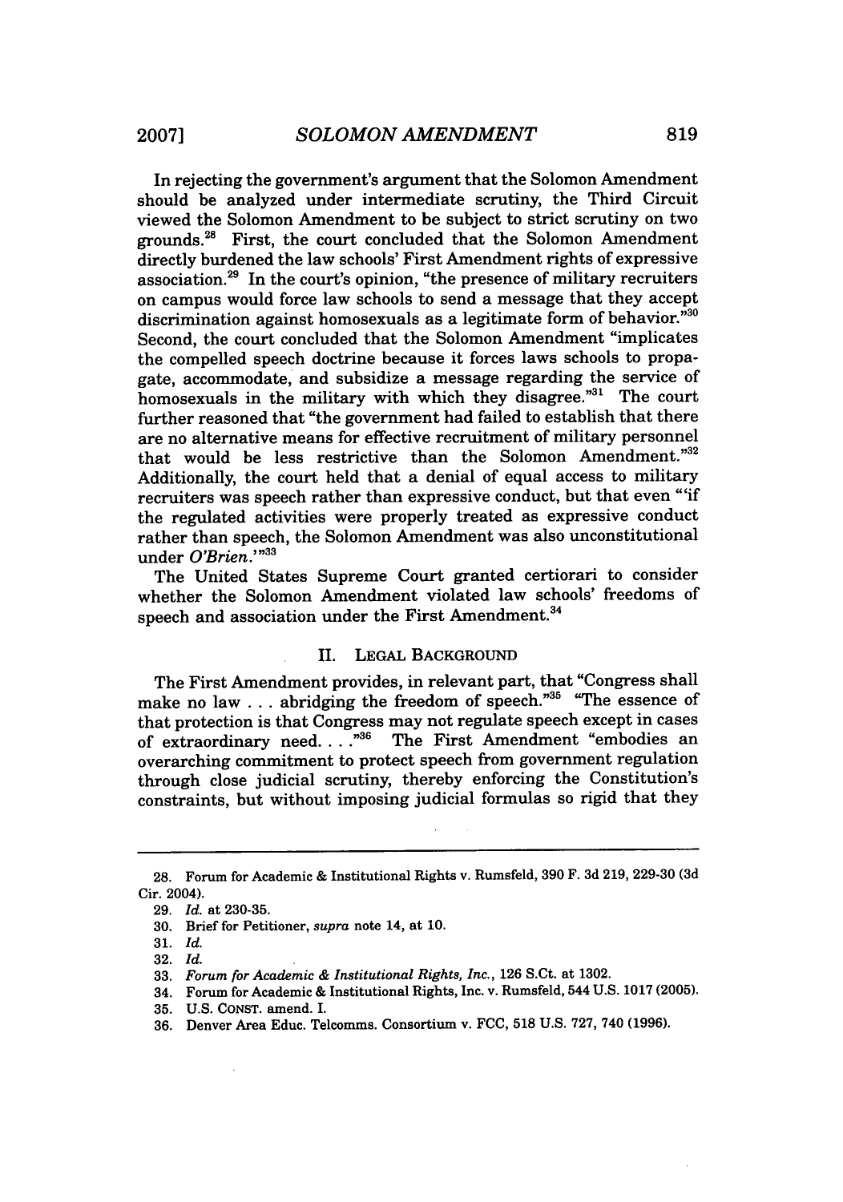In rejecting the government's argument that the Solomon Amendment should be analyzed under intermediate scrutiny, the Third Circuit viewed the Solomon Amendment to be subject to strict scrutiny on two grounds.[28] First, the court concluded that the Solomon Amendment directly burdened the law schools' First Amendment rights of expressive association.[29] In the court's opinion, "the presence of military recruiters on campus would force law schools to send a message that they accept discrimination against homosexuals as a legitimate form of behavior."[30] Second, the court concluded that the Solomon Amendment "implicates the compelled speech doctrine because it forces laws schools to propagate, accommodate, and subsidize a message regarding the service of homosexuals in the military with which they disagree."[31] The court further reasoned that "the government had failed to establish that there are no alternative means for effective recruitment of military personnel that would be less restrictive than the Solomon Amendment."[32] Additionally, the court held that a denial of equal access to military recruiters was speech rather than expressive conduct, but that even "'if the regulated activities were properly treated as expressive conduct rather than speech, the Solomon Amendment was also unconstitutional under *O'Brien*.'"[33]

The United States Supreme Court granted certiorari to consider whether the Solomon Amendment violated law schools' freedoms of speech and association under the First Amendment.[34]

## II. LEGAL BACKGROUND

The First Amendment provides, in relevant part, that "Congress shall make no law . . . abridging the freedom of speech."[35] "The essence of that protection is that Congress may not regulate speech except in cases of extraordinary need. . . ."[36] The First Amendment "embodies an overarching commitment to protect speech from government regulation through close judicial scrutiny, thereby enforcing the Constitution's constraints, but without imposing judicial formulas so rigid that they

---

28. Forum for Academic & Institutional Rights v. Rumsfeld, 390 F. 3d 219, 229-30 (3d Cir. 2004).
29. *Id.* at 230-35.
30. Brief for Petitioner, *supra* note 14, at 10.
31. *Id.*
32. *Id.*
33. *Forum for Academic & Institutional Rights, Inc.*, 126 S.Ct. at 1302.
34. Forum for Academic & Institutional Rights, Inc. v. Rumsfeld, 544 U.S. 1017 (2005).
35. U.S. CONST. amend. I.
36. Denver Area Educ. Telcomms. Consortium v. FCC, 518 U.S. 727, 740 (1996).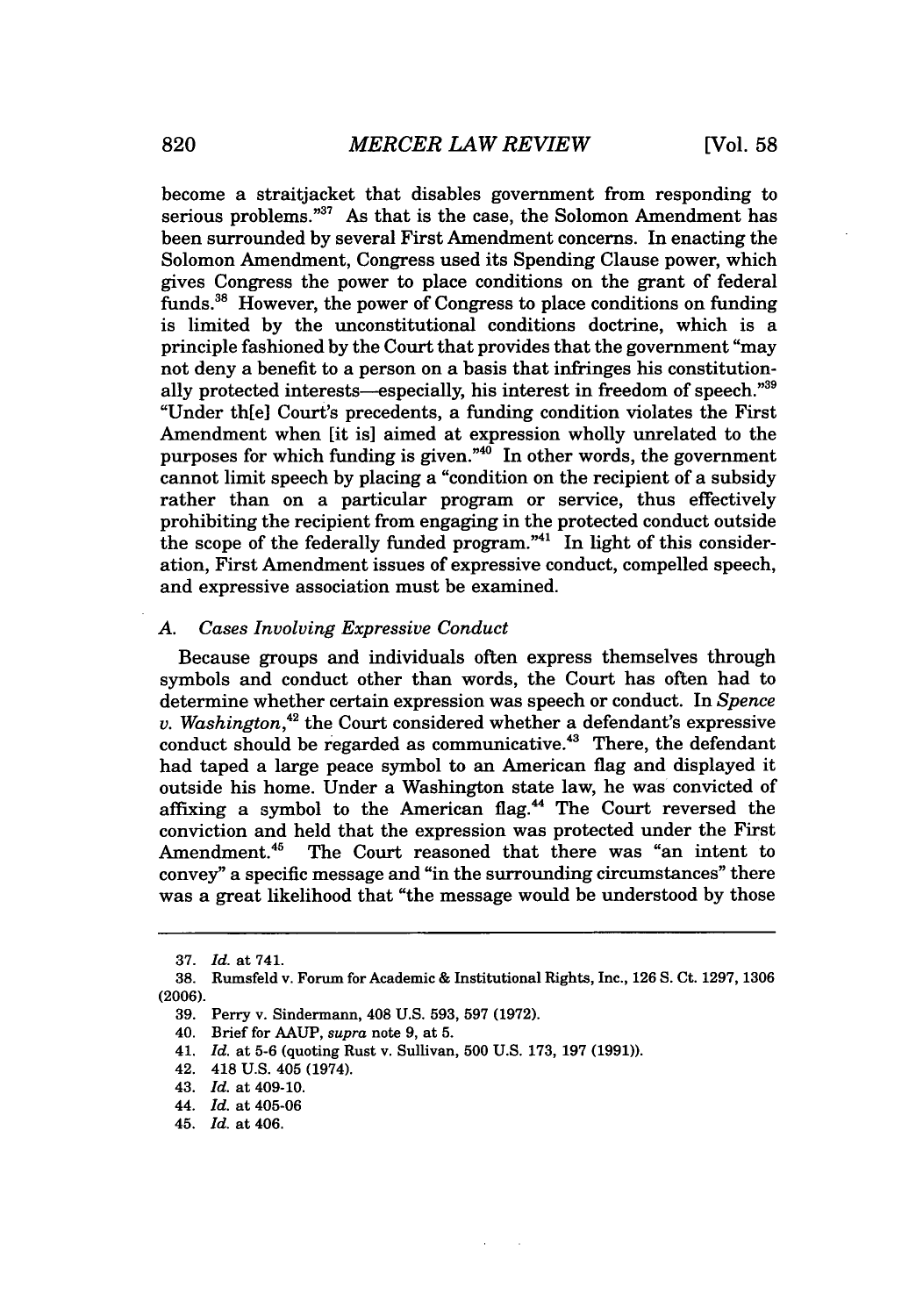become a straitjacket that disables government from responding to serious problems."[37] As that is the case, the Solomon Amendment has been surrounded by several First Amendment concerns. In enacting the Solomon Amendment, Congress used its Spending Clause power, which gives Congress the power to place conditions on the grant of federal funds.[38] However, the power of Congress to place conditions on funding is limited by the unconstitutional conditions doctrine, which is a principle fashioned by the Court that provides that the government "may not deny a benefit to a person on a basis that infringes his constitutionally protected interests—especially, his interest in freedom of speech."[39] "Under th[e] Court's precedents, a funding condition violates the First Amendment when [it is] aimed at expression wholly unrelated to the purposes for which funding is given."[40] In other words, the government cannot limit speech by placing a "condition on the recipient of a subsidy rather than on a particular program or service, thus effectively prohibiting the recipient from engaging in the protected conduct outside the scope of the federally funded program."[41] In light of this consideration, First Amendment issues of expressive conduct, compelled speech, and expressive association must be examined.

### *A. Cases Involving Expressive Conduct*

Because groups and individuals often express themselves through symbols and conduct other than words, the Court has often had to determine whether certain expression was speech or conduct. In *Spence v. Washington*,[42] the Court considered whether a defendant's expressive conduct should be regarded as communicative.[43] There, the defendant had taped a large peace symbol to an American flag and displayed it outside his home. Under a Washington state law, he was convicted of affixing a symbol to the American flag.[44] The Court reversed the conviction and held that the expression was protected under the First Amendment.[45] The Court reasoned that there was "an intent to convey" a specific message and "in the surrounding circumstances" there was a great likelihood that "the message would be understood by those

---

37. *Id.* at 741.
38. Rumsfeld v. Forum for Academic & Institutional Rights, Inc., 126 S. Ct. 1297, 1306 (2006).
39. Perry v. Sindermann, 408 U.S. 593, 597 (1972).
40. Brief for AAUP, *supra* note 9, at 5.
41. *Id.* at 5-6 (quoting Rust v. Sullivan, 500 U.S. 173, 197 (1991)).
42. 418 U.S. 405 (1974).
43. *Id.* at 409-10.
44. *Id.* at 405-06
45. *Id.* at 406.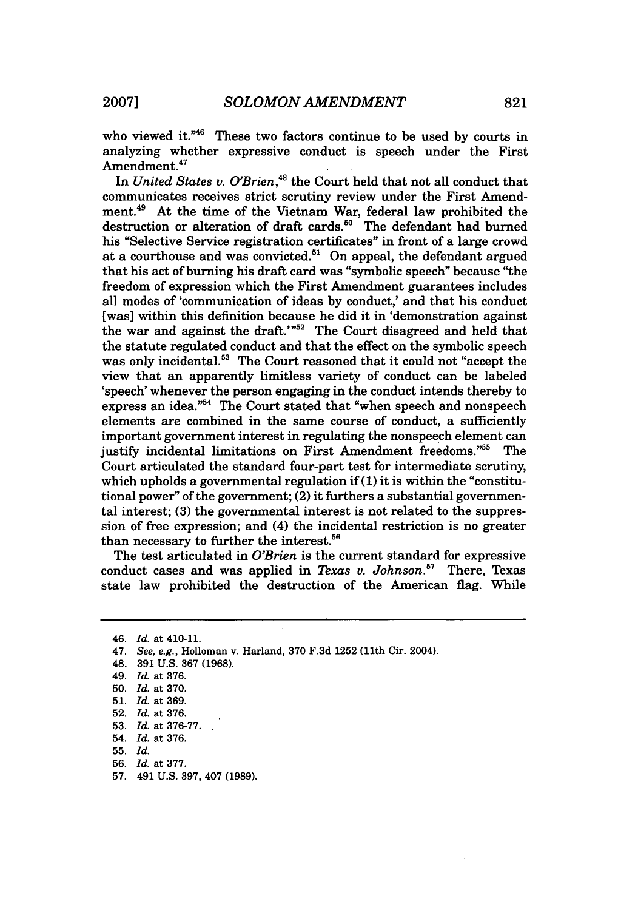who viewed it."[46] These two factors continue to be used by courts in analyzing whether expressive conduct is speech under the First Amendment.[47]

In *United States v. O'Brien*,[48] the Court held that not all conduct that communicates receives strict scrutiny review under the First Amendment.[49] At the time of the Vietnam War, federal law prohibited the destruction or alteration of draft cards.[50] The defendant had burned his "Selective Service registration certificates" in front of a large crowd at a courthouse and was convicted.[51] On appeal, the defendant argued that his act of burning his draft card was "symbolic speech" because "the freedom of expression which the First Amendment guarantees includes all modes of 'communication of ideas by conduct,' and that his conduct [was] within this definition because he did it in 'demonstration against the war and against the draft.'"[52] The Court disagreed and held that the statute regulated conduct and that the effect on the symbolic speech was only incidental.[53] The Court reasoned that it could not "accept the view that an apparently limitless variety of conduct can be labeled 'speech' whenever the person engaging in the conduct intends thereby to express an idea."[54] The Court stated that "when speech and nonspeech elements are combined in the same course of conduct, a sufficiently important government interest in regulating the nonspeech element can justify incidental limitations on First Amendment freedoms."[55] The Court articulated the standard four-part test for intermediate scrutiny, which upholds a governmental regulation if (1) it is within the "constitutional power" of the government; (2) it furthers a substantial governmental interest; (3) the governmental interest is not related to the suppression of free expression; and (4) the incidental restriction is no greater than necessary to further the interest.[56]

The test articulated in *O'Brien* is the current standard for expressive conduct cases and was applied in *Texas v. Johnson*.[57] There, Texas state law prohibited the destruction of the American flag. While

---

46. *Id.* at 410-11.
47. *See, e.g.*, Holloman v. Harland, 370 F.3d 1252 (11th Cir. 2004).
48. 391 U.S. 367 (1968).
49. *Id.* at 376.
50. *Id.* at 370.
51. *Id.* at 369.
52. *Id.* at 376.
53. *Id.* at 376-77.
54. *Id.* at 376.
55. *Id.*
56. *Id.* at 377.
57. 491 U.S. 397, 407 (1989).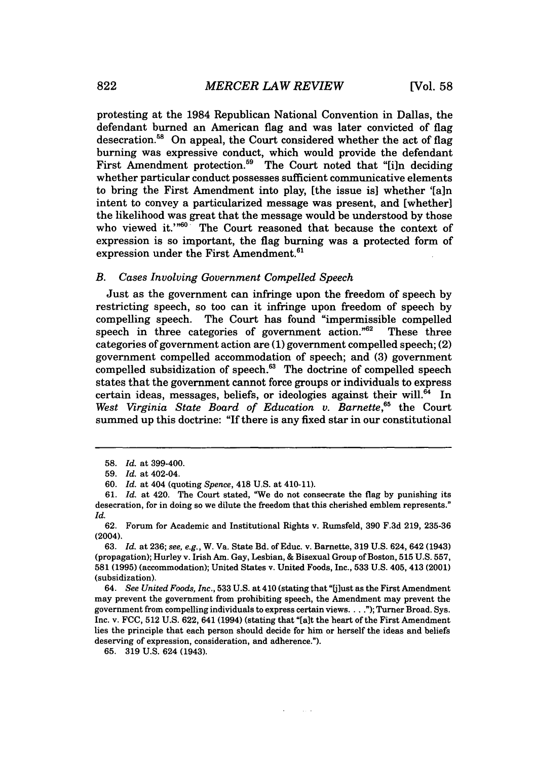protesting at the 1984 Republican National Convention in Dallas, the defendant burned an American flag and was later convicted of flag desecration.[58] On appeal, the Court considered whether the act of flag burning was expressive conduct, which would provide the defendant First Amendment protection.[59] The Court noted that "[i]n deciding whether particular conduct possesses sufficient communicative elements to bring the First Amendment into play, [the issue is] whether '[a]n intent to convey a particularized message was present, and [whether] the likelihood was great that the message would be understood by those who viewed it.'"[60] The Court reasoned that because the context of expression is so important, the flag burning was a protected form of expression under the First Amendment.[61]

### B. *Cases Involving Government Compelled Speech*

Just as the government can infringe upon the freedom of speech by restricting speech, so too can it infringe upon freedom of speech by compelling speech. The Court has found "impermissible compelled speech in three categories of government action."[62] These three categories of government action are (1) government compelled speech; (2) government compelled accommodation of speech; and (3) government compelled subsidization of speech.[63] The doctrine of compelled speech states that the government cannot force groups or individuals to express certain ideas, messages, beliefs, or ideologies against their will.[64] In *West Virginia State Board of Education v. Barnette*,[65] the Court summed up this doctrine: "If there is any fixed star in our constitutional

---

58. *Id.* at 399-400.

59. *Id.* at 402-04.

60. *Id.* at 404 (quoting *Spence*, 418 U.S. at 410-11).

61. *Id.* at 420. The Court stated, "We do not consecrate the flag by punishing its desecration, for in doing so we dilute the freedom that this cherished emblem represents." *Id.*

62. Forum for Academic and Institutional Rights v. Rumsfeld, 390 F.3d 219, 235-36 (2004).

63. *Id.* at 236; *see, e.g.*, W. Va. State Bd. of Educ. v. Barnette, 319 U.S. 624, 642 (1943) (propagation); Hurley v. Irish Am. Gay, Lesbian, & Bisexual Group of Boston, 515 U.S. 557, 581 (1995) (accommodation); United States v. United Foods, Inc., 533 U.S. 405, 413 (2001) (subsidization).

64. *See United Foods, Inc.*, 533 U.S. at 410 (stating that "[j]ust as the First Amendment may prevent the government from prohibiting speech, the Amendment may prevent the government from compelling individuals to express certain views. . . ."); Turner Broad. Sys. Inc. v. FCC, 512 U.S. 622, 641 (1994) (stating that "[a]t the heart of the First Amendment lies the principle that each person should decide for him or herself the ideas and beliefs deserving of expression, consideration, and adherence.").

65. 319 U.S. 624 (1943).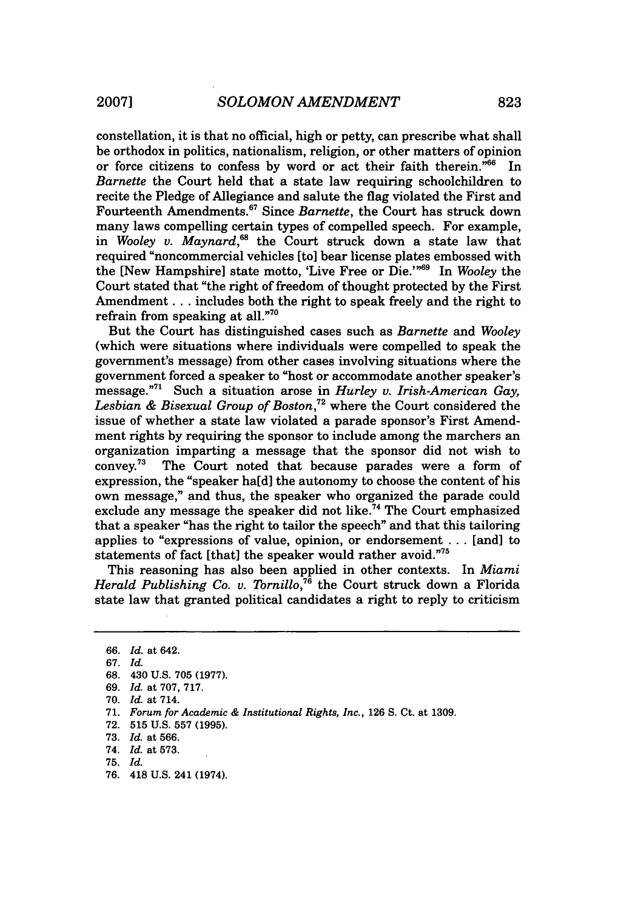constellation, it is that no official, high or petty, can prescribe what shall be orthodox in politics, nationalism, religion, or other matters of opinion or force citizens to confess by word or act their faith therein."[66] In *Barnette* the Court held that a state law requiring schoolchildren to recite the Pledge of Allegiance and salute the flag violated the First and Fourteenth Amendments.[67] Since *Barnette*, the Court has struck down many laws compelling certain types of compelled speech. For example, in *Wooley v. Maynard*,[68] the Court struck down a state law that required "noncommercial vehicles [to] bear license plates embossed with the [New Hampshire] state motto, 'Live Free or Die.'"[69] In *Wooley* the Court stated that "the right of freedom of thought protected by the First Amendment . . . includes both the right to speak freely and the right to refrain from speaking at all."[70]

But the Court has distinguished cases such as *Barnette* and *Wooley* (which were situations where individuals were compelled to speak the government's message) from other cases involving situations where the government forced a speaker to "host or accommodate another speaker's message."[71] Such a situation arose in *Hurley v. Irish-American Gay, Lesbian & Bisexual Group of Boston*,[72] where the Court considered the issue of whether a state law violated a parade sponsor's First Amendment rights by requiring the sponsor to include among the marchers an organization imparting a message that the sponsor did not wish to convey.[73] The Court noted that because parades were a form of expression, the "speaker ha[d] the autonomy to choose the content of his own message," and thus, the speaker who organized the parade could exclude any message the speaker did not like.[74] The Court emphasized that a speaker "has the right to tailor the speech" and that this tailoring applies to "expressions of value, opinion, or endorsement . . . [and] to statements of fact [that] the speaker would rather avoid."[75]

This reasoning has also been applied in other contexts. In *Miami Herald Publishing Co. v. Tornillo*,[76] the Court struck down a Florida state law that granted political candidates a right to reply to criticism

---

66. *Id.* at 642.
67. *Id.*
68. 430 U.S. 705 (1977).
69. *Id.* at 707, 717.
70. *Id.* at 714.
71. *Forum for Academic & Institutional Rights, Inc.*, 126 S. Ct. at 1309.
72. 515 U.S. 557 (1995).
73. *Id.* at 566.
74. *Id.* at 573.
75. *Id.*
76. 418 U.S. 241 (1974).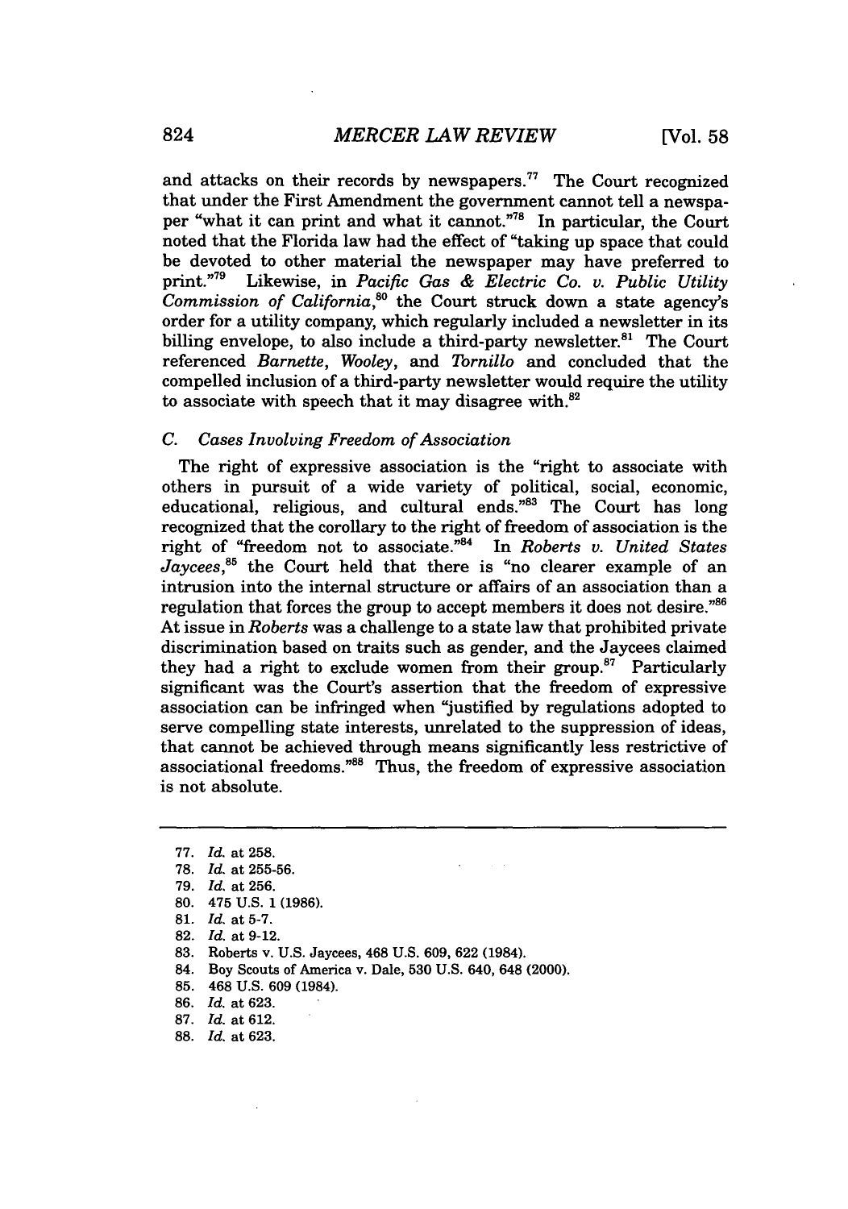and attacks on their records by newspapers.[77] The Court recognized that under the First Amendment the government cannot tell a newspaper "what it can print and what it cannot."[78] In particular, the Court noted that the Florida law had the effect of "taking up space that could be devoted to other material the newspaper may have preferred to print."[79] Likewise, in *Pacific Gas & Electric Co. v. Public Utility Commission of California*,[80] the Court struck down a state agency's order for a utility company, which regularly included a newsletter in its billing envelope, to also include a third-party newsletter.[81] The Court referenced *Barnette*, *Wooley*, and *Tornillo* and concluded that the compelled inclusion of a third-party newsletter would require the utility to associate with speech that it may disagree with.[82]

### *C. Cases Involving Freedom of Association*

The right of expressive association is the "right to associate with others in pursuit of a wide variety of political, social, economic, educational, religious, and cultural ends."[83] The Court has long recognized that the corollary to the right of freedom of association is the right of "freedom not to associate."[84] In *Roberts v. United States Jaycees*,[85] the Court held that there is "no clearer example of an intrusion into the internal structure or affairs of an association than a regulation that forces the group to accept members it does not desire."[86] At issue in *Roberts* was a challenge to a state law that prohibited private discrimination based on traits such as gender, and the Jaycees claimed they had a right to exclude women from their group.[87] Particularly significant was the Court's assertion that the freedom of expressive association can be infringed when "justified by regulations adopted to serve compelling state interests, unrelated to the suppression of ideas, that cannot be achieved through means significantly less restrictive of associational freedoms."[88] Thus, the freedom of expressive association is not absolute.

---

77. *Id.* at 258.
78. *Id.* at 255-56.
79. *Id.* at 256.
80. 475 U.S. 1 (1986).
81. *Id.* at 5-7.
82. *Id.* at 9-12.
83. Roberts v. U.S. Jaycees, 468 U.S. 609, 622 (1984).
84. Boy Scouts of America v. Dale, 530 U.S. 640, 648 (2000).
85. 468 U.S. 609 (1984).
86. *Id.* at 623.
87. *Id.* at 612.
88. *Id.* at 623.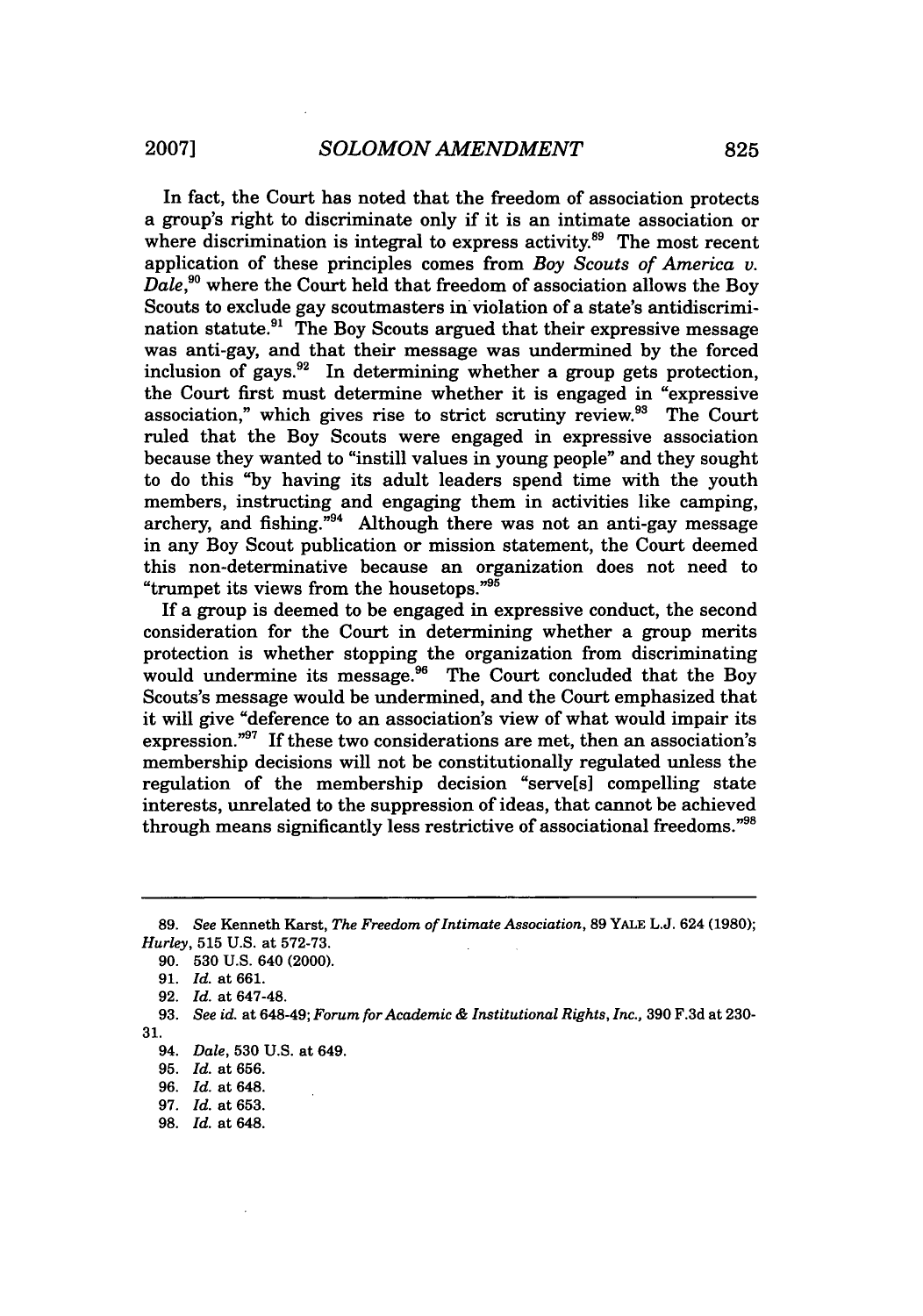In fact, the Court has noted that the freedom of association protects a group's right to discriminate only if it is an intimate association or where discrimination is integral to express activity.[89] The most recent application of these principles comes from *Boy Scouts of America v. Dale*,[90] where the Court held that freedom of association allows the Boy Scouts to exclude gay scoutmasters in violation of a state's antidiscrimination statute.[91] The Boy Scouts argued that their expressive message was anti-gay, and that their message was undermined by the forced inclusion of gays.[92] In determining whether a group gets protection, the Court first must determine whether it is engaged in "expressive association," which gives rise to strict scrutiny review.[93] The Court ruled that the Boy Scouts were engaged in expressive association because they wanted to "instill values in young people" and they sought to do this "by having its adult leaders spend time with the youth members, instructing and engaging them in activities like camping, archery, and fishing."[94] Although there was not an anti-gay message in any Boy Scout publication or mission statement, the Court deemed this non-determinative because an organization does not need to "trumpet its views from the housetops."[95]

If a group is deemed to be engaged in expressive conduct, the second consideration for the Court in determining whether a group merits protection is whether stopping the organization from discriminating would undermine its message.[96] The Court concluded that the Boy Scouts's message would be undermined, and the Court emphasized that it will give "deference to an association's view of what would impair its expression."[97] If these two considerations are met, then an association's membership decisions will not be constitutionally regulated unless the regulation of the membership decision "serve[s] compelling state interests, unrelated to the suppression of ideas, that cannot be achieved through means significantly less restrictive of associational freedoms."[98]

---

89. *See* Kenneth Karst, *The Freedom of Intimate Association*, 89 YALE L.J. 624 (1980); *Hurley*, 515 U.S. at 572-73.

90. 530 U.S. 640 (2000).

91. *Id.* at 661.

92. *Id.* at 647-48.

93. *See id.* at 648-49; *Forum for Academic & Institutional Rights, Inc.*, 390 F.3d at 230-31.

94. *Dale*, 530 U.S. at 649.

95. *Id.* at 656.

96. *Id.* at 648.

97. *Id.* at 653.

98. *Id.* at 648.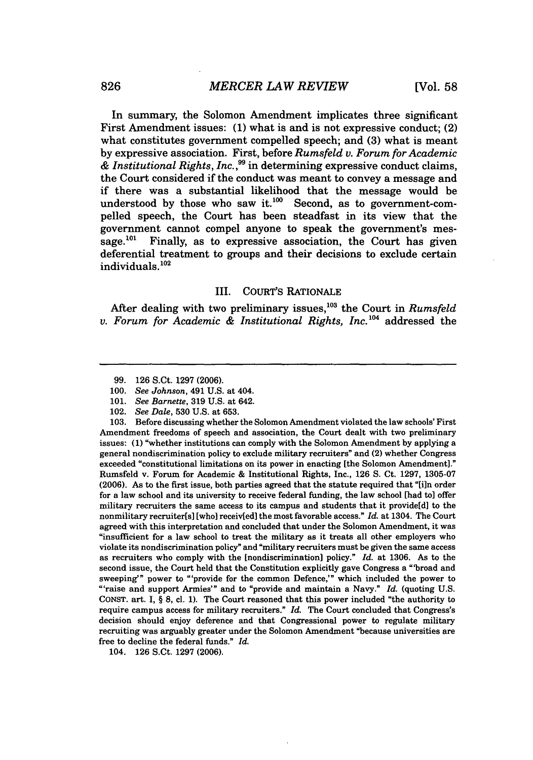In summary, the Solomon Amendment implicates three significant First Amendment issues: (1) what is and is not expressive conduct; (2) what constitutes government compelled speech; and (3) what is meant by expressive association. First, before *Rumsfeld v. Forum for Academic & Institutional Rights, Inc.*,[99] in determining expressive conduct claims, the Court considered if the conduct was meant to convey a message and if there was a substantial likelihood that the message would be understood by those who saw it.[100] Second, as to government-compelled speech, the Court has been steadfast in its view that the government cannot compel anyone to speak the government's message.[101] Finally, as to expressive association, the Court has given deferential treatment to groups and their decisions to exclude certain individuals.[102]

## III. COURT'S RATIONALE

After dealing with two preliminary issues,[103] the Court in *Rumsfeld v. Forum for Academic & Institutional Rights, Inc.*[104] addressed the

---

99. 126 S.Ct. 1297 (2006).

100. *See Johnson*, 491 U.S. at 404.

101. *See Barnette*, 319 U.S. at 642.

102. *See Dale*, 530 U.S. at 653.

103. Before discussing whether the Solomon Amendment violated the law schools' First Amendment freedoms of speech and association, the Court dealt with two preliminary issues: (1) "whether institutions can comply with the Solomon Amendment by applying a general nondiscrimination policy to exclude military recruiters" and (2) whether Congress exceeded "constitutional limitations on its power in enacting [the Solomon Amendment]." Rumsfeld v. Forum for Academic & Institutional Rights, Inc., 126 S. Ct. 1297, 1305-07 (2006). As to the first issue, both parties agreed that the statute required that "[i]n order for a law school and its university to receive federal funding, the law school [had to] offer military recruiters the same access to its campus and students that it provide[d] to the nonmilitary recruiter[s] [who] receiv[ed] the most favorable access." *Id.* at 1304. The Court agreed with this interpretation and concluded that under the Solomon Amendment, it was "insufficient for a law school to treat the military as it treats all other employers who violate its nondiscrimination policy" and "military recruiters must be given the same access as recruiters who comply with the [nondiscrimination] policy." *Id.* at 1306. As to the second issue, the Court held that the Constitution explicitly gave Congress a "'broad and sweeping'" power to "'provide for the common Defence,'" which included the power to "'raise and support Armies'" and to "provide and maintain a Navy." *Id.* (quoting U.S. CONST. art. I, § 8, cl. 1). The Court reasoned that this power included "the authority to require campus access for military recruiters." *Id.* The Court concluded that Congress's decision should enjoy deference and that Congressional power to regulate military recruiting was arguably greater under the Solomon Amendment "because universities are free to decline the federal funds." *Id.*

104. 126 S.Ct. 1297 (2006).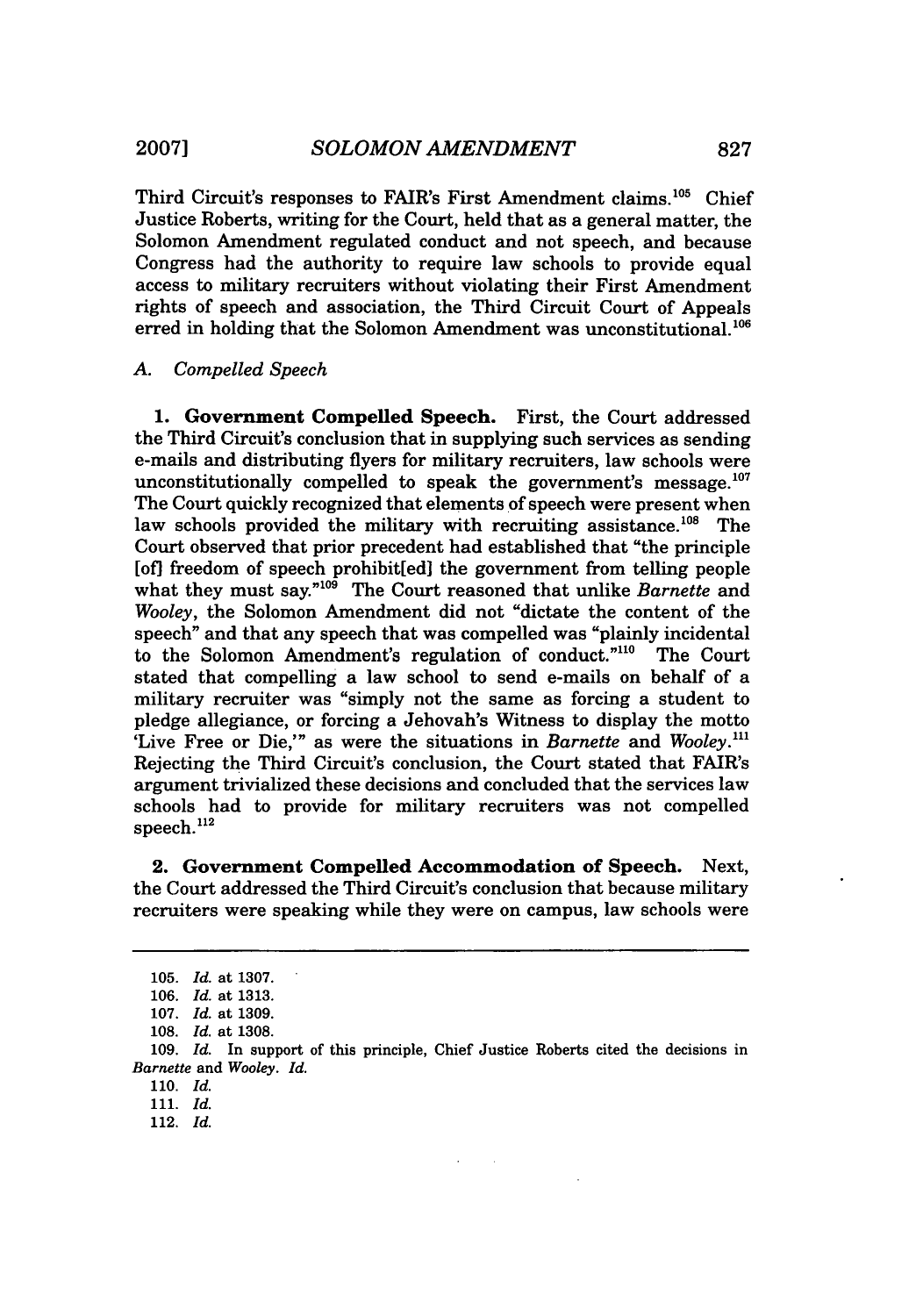Third Circuit's responses to FAIR's First Amendment claims.[105] Chief Justice Roberts, writing for the Court, held that as a general matter, the Solomon Amendment regulated conduct and not speech, and because Congress had the authority to require law schools to provide equal access to military recruiters without violating their First Amendment rights of speech and association, the Third Circuit Court of Appeals erred in holding that the Solomon Amendment was unconstitutional.[106]

### A. *Compelled Speech*

**1. Government Compelled Speech.** First, the Court addressed the Third Circuit's conclusion that in supplying such services as sending e-mails and distributing flyers for military recruiters, law schools were unconstitutionally compelled to speak the government's message.[107] The Court quickly recognized that elements of speech were present when law schools provided the military with recruiting assistance.[108] The Court observed that prior precedent had established that "the principle [of] freedom of speech prohibit[ed] the government from telling people what they must say."[109] The Court reasoned that unlike *Barnette* and *Wooley*, the Solomon Amendment did not "dictate the content of the speech" and that any speech that was compelled was "plainly incidental to the Solomon Amendment's regulation of conduct."[110] The Court stated that compelling a law school to send e-mails on behalf of a military recruiter was "simply not the same as forcing a student to pledge allegiance, or forcing a Jehovah's Witness to display the motto 'Live Free or Die,'" as were the situations in *Barnette* and *Wooley*.[111] Rejecting the Third Circuit's conclusion, the Court stated that FAIR's argument trivialized these decisions and concluded that the services law schools had to provide for military recruiters was not compelled speech.[112]

**2. Government Compelled Accommodation of Speech.** Next, the Court addressed the Third Circuit's conclusion that because military recruiters were speaking while they were on campus, law schools were

---

105. *Id.* at 1307.

106. *Id.* at 1313.

107. *Id.* at 1309.

108. *Id.* at 1308.

109. *Id.* In support of this principle, Chief Justice Roberts cited the decisions in *Barnette* and *Wooley*. *Id.*

110. *Id.*

111. *Id.*

112. *Id.*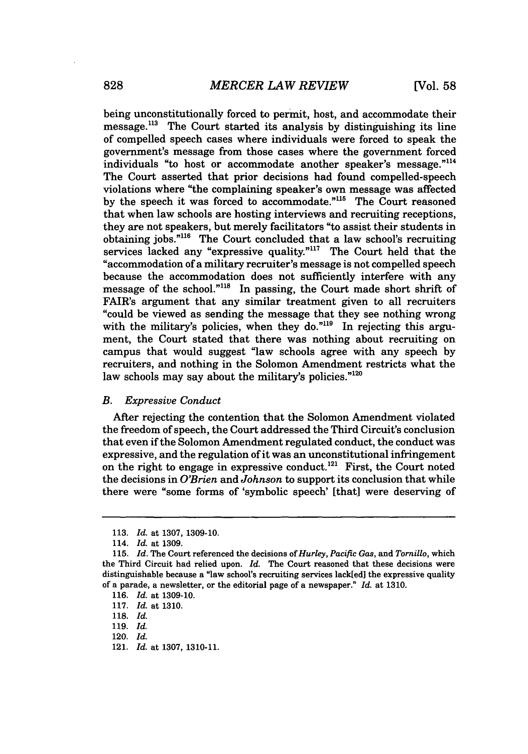being unconstitutionally forced to permit, host, and accommodate their message.[113] The Court started its analysis by distinguishing its line of compelled speech cases where individuals were forced to speak the government's message from those cases where the government forced individuals "to host or accommodate another speaker's message."[114] The Court asserted that prior decisions had found compelled-speech violations where "the complaining speaker's own message was affected by the speech it was forced to accommodate."[115] The Court reasoned that when law schools are hosting interviews and recruiting receptions, they are not speakers, but merely facilitators "to assist their students in obtaining jobs."[116] The Court concluded that a law school's recruiting services lacked any "expressive quality."[117] The Court held that the "accommodation of a military recruiter's message is not compelled speech because the accommodation does not sufficiently interfere with any message of the school."[118] In passing, the Court made short shrift of FAIR's argument that any similar treatment given to all recruiters "could be viewed as sending the message that they see nothing wrong with the military's policies, when they do."[119] In rejecting this argument, the Court stated that there was nothing about recruiting on campus that would suggest "law schools agree with any speech by recruiters, and nothing in the Solomon Amendment restricts what the law schools may say about the military's policies."[120]

### *B. Expressive Conduct*

After rejecting the contention that the Solomon Amendment violated the freedom of speech, the Court addressed the Third Circuit's conclusion that even if the Solomon Amendment regulated conduct, the conduct was expressive, and the regulation of it was an unconstitutional infringement on the right to engage in expressive conduct.[121] First, the Court noted the decisions in *O'Brien* and *Johnson* to support its conclusion that while there were "some forms of 'symbolic speech' [that] were deserving of

---

113. *Id.* at 1307, 1309-10.

114. *Id.* at 1309.

115. *Id.* The Court referenced the decisions of *Hurley*, *Pacific Gas*, and *Tornillo*, which the Third Circuit had relied upon. *Id.* The Court reasoned that these decisions were distinguishable because a "law school's recruiting services lack[ed] the expressive quality of a parade, a newsletter, or the editorial page of a newspaper." *Id.* at 1310.

116. *Id.* at 1309-10.

117. *Id.* at 1310.

118. *Id.*

119. *Id.*

120. *Id.*

121. *Id.* at 1307, 1310-11.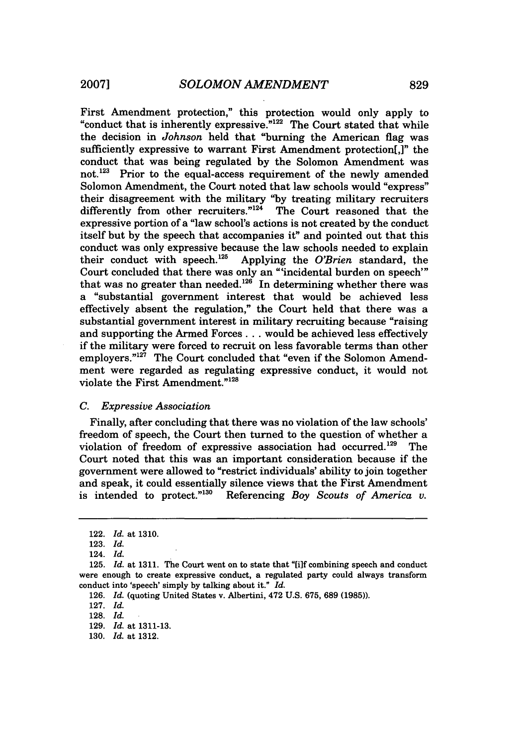First Amendment protection," this protection would only apply to "conduct that is inherently expressive."[122] The Court stated that while the decision in *Johnson* held that "burning the American flag was sufficiently expressive to warrant First Amendment protection[,]" the conduct that was being regulated by the Solomon Amendment was not.[123] Prior to the equal-access requirement of the newly amended Solomon Amendment, the Court noted that law schools would "express" their disagreement with the military "by treating military recruiters differently from other recruiters."[124] The Court reasoned that the expressive portion of a "law school's actions is not created by the conduct itself but by the speech that accompanies it" and pointed out that this conduct was only expressive because the law schools needed to explain their conduct with speech.[125] Applying the *O'Brien* standard, the Court concluded that there was only an "'incidental burden on speech'" that was no greater than needed.[126] In determining whether there was a "substantial government interest that would be achieved less effectively absent the regulation," the Court held that there was a substantial government interest in military recruiting because "raising and supporting the Armed Forces . . . would be achieved less effectively if the military were forced to recruit on less favorable terms than other employers."[127] The Court concluded that "even if the Solomon Amendment were regarded as regulating expressive conduct, it would not violate the First Amendment."[128]

### C. *Expressive Association*

Finally, after concluding that there was no violation of the law schools' freedom of speech, the Court then turned to the question of whether a violation of freedom of expressive association had occurred.[129] The Court noted that this was an important consideration because if the government were allowed to "restrict individuals' ability to join together and speak, it could essentially silence views that the First Amendment is intended to protect."[130] Referencing *Boy Scouts of America v.*

---

122. *Id.* at 1310.

123. *Id.*

124. *Id.*

125. *Id.* at 1311. The Court went on to state that "[i]f combining speech and conduct were enough to create expressive conduct, a regulated party could always transform conduct into 'speech' simply by talking about it." *Id.*

126. *Id.* (quoting United States v. Albertini, 472 U.S. 675, 689 (1985)).

127. *Id.*

128. *Id.*

129. *Id.* at 1311-13.

130. *Id.* at 1312.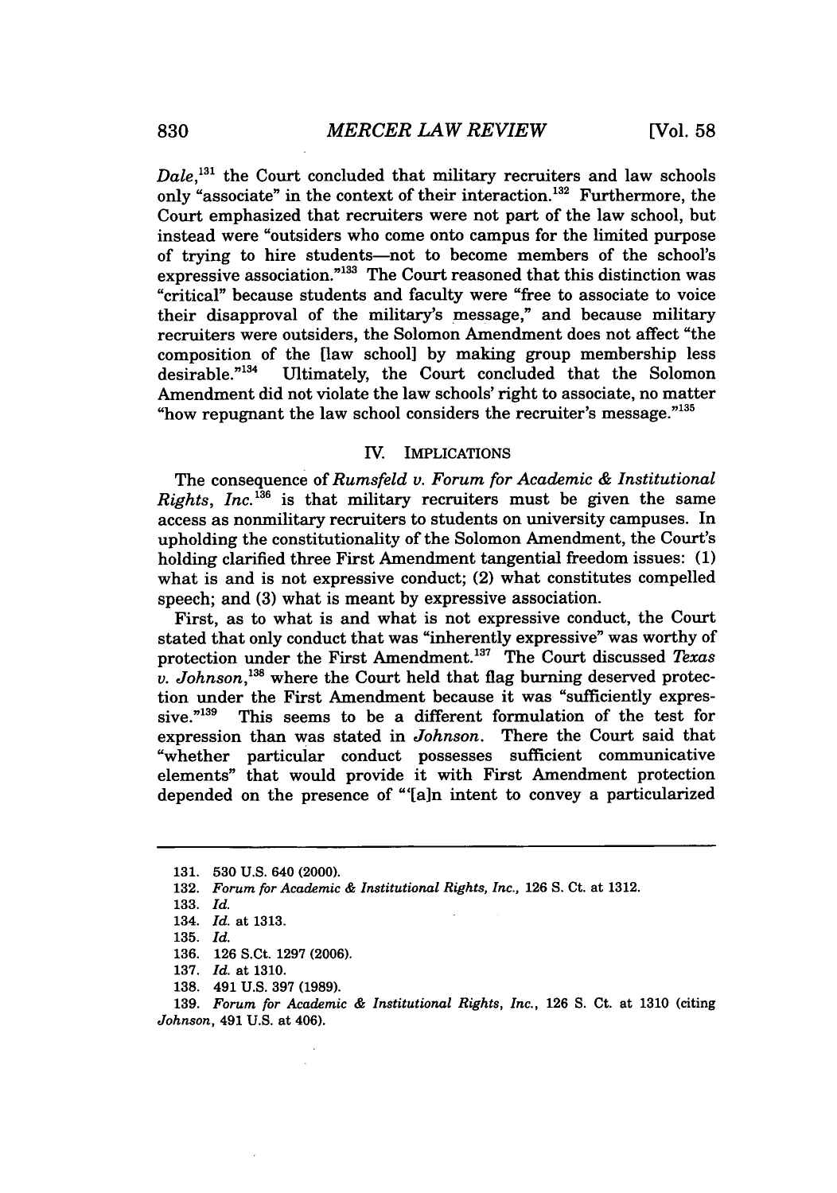*Dale*,[131] the Court concluded that military recruiters and law schools only "associate" in the context of their interaction.[132] Furthermore, the Court emphasized that recruiters were not part of the law school, but instead were "outsiders who come onto campus for the limited purpose of trying to hire students—not to become members of the school's expressive association."[133] The Court reasoned that this distinction was "critical" because students and faculty were "free to associate to voice their disapproval of the military's message," and because military recruiters were outsiders, the Solomon Amendment does not affect "the composition of the [law school] by making group membership less desirable."[134] Ultimately, the Court concluded that the Solomon Amendment did not violate the law schools' right to associate, no matter "how repugnant the law school considers the recruiter's message."[135]

## IV. IMPLICATIONS

The consequence of *Rumsfeld v. Forum for Academic & Institutional Rights, Inc.*[136] is that military recruiters must be given the same access as nonmilitary recruiters to students on university campuses. In upholding the constitutionality of the Solomon Amendment, the Court's holding clarified three First Amendment tangential freedom issues: (1) what is and is not expressive conduct; (2) what constitutes compelled speech; and (3) what is meant by expressive association.

First, as to what is and what is not expressive conduct, the Court stated that only conduct that was "inherently expressive" was worthy of protection under the First Amendment.[137] The Court discussed *Texas v. Johnson*,[138] where the Court held that flag burning deserved protection under the First Amendment because it was "sufficiently expressive."[139] This seems to be a different formulation of the test for expression than was stated in *Johnson*. There the Court said that "whether particular conduct possesses sufficient communicative elements" that would provide it with First Amendment protection depended on the presence of "'[a]n intent to convey a particularized

---

131. 530 U.S. 640 (2000).

132. *Forum for Academic & Institutional Rights, Inc.*, 126 S. Ct. at 1312.

133. *Id.*

134. *Id.* at 1313.

135. *Id.*

136. 126 S.Ct. 1297 (2006).

137. *Id.* at 1310.

138. 491 U.S. 397 (1989).

139. *Forum for Academic & Institutional Rights, Inc.*, 126 S. Ct. at 1310 (citing *Johnson*, 491 U.S. at 406).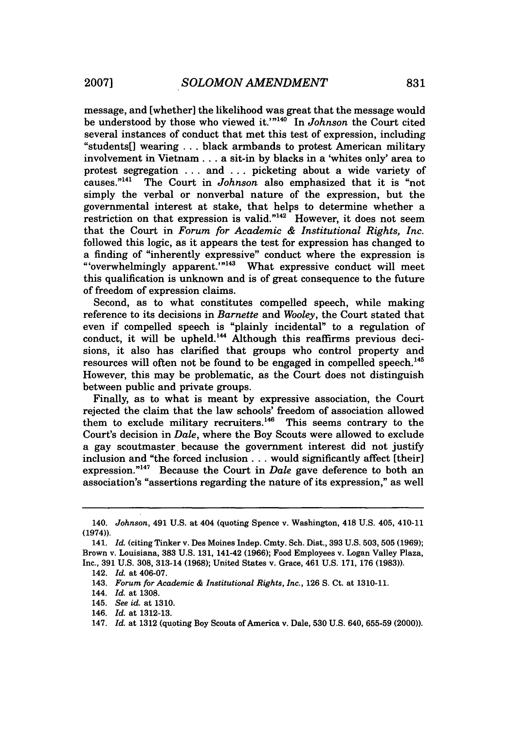message, and [whether] the likelihood was great that the message would be understood by those who viewed it.'"[140] In *Johnson* the Court cited several instances of conduct that met this test of expression, including "students[] wearing . . . black armbands to protest American military involvement in Vietnam . . . a sit-in by blacks in a 'whites only' area to protest segregation . . . and . . . picketing about a wide variety of causes."[141] The Court in *Johnson* also emphasized that it is "not simply the verbal or nonverbal nature of the expression, but the governmental interest at stake, that helps to determine whether a restriction on that expression is valid."[142] However, it does not seem that the Court in *Forum for Academic & Institutional Rights, Inc.* followed this logic, as it appears the test for expression has changed to a finding of "inherently expressive" conduct where the expression is "'overwhelmingly apparent.'"[143] What expressive conduct will meet this qualification is unknown and is of great consequence to the future of freedom of expression claims.

Second, as to what constitutes compelled speech, while making reference to its decisions in *Barnette* and *Wooley*, the Court stated that even if compelled speech is "plainly incidental" to a regulation of conduct, it will be upheld.[144] Although this reaffirms previous decisions, it also has clarified that groups who control property and resources will often not be found to be engaged in compelled speech.[145] However, this may be problematic, as the Court does not distinguish between public and private groups.

Finally, as to what is meant by expressive association, the Court rejected the claim that the law schools' freedom of association allowed them to exclude military recruiters.[146] This seems contrary to the Court's decision in *Dale*, where the Boy Scouts were allowed to exclude a gay scoutmaster because the government interest did not justify inclusion and "the forced inclusion . . . would significantly affect [their] expression."[147] Because the Court in *Dale* gave deference to both an association's "assertions regarding the nature of its expression," as well

---

140. *Johnson*, 491 U.S. at 404 (quoting Spence v. Washington, 418 U.S. 405, 410-11 (1974)).

141. *Id.* (citing Tinker v. Des Moines Indep. Cmty. Sch. Dist., 393 U.S. 503, 505 (1969); Brown v. Louisiana, 383 U.S. 131, 141-42 (1966); Food Employees v. Logan Valley Plaza, Inc., 391 U.S. 308, 313-14 (1968); United States v. Grace, 461 U.S. 171, 176 (1983)).

142. *Id.* at 406-07.

143. *Forum for Academic & Institutional Rights, Inc.*, 126 S. Ct. at 1310-11.

144. *Id.* at 1308.

145. *See id.* at 1310.

146. *Id.* at 1312-13.

147. *Id.* at 1312 (quoting Boy Scouts of America v. Dale, 530 U.S. 640, 655-59 (2000)).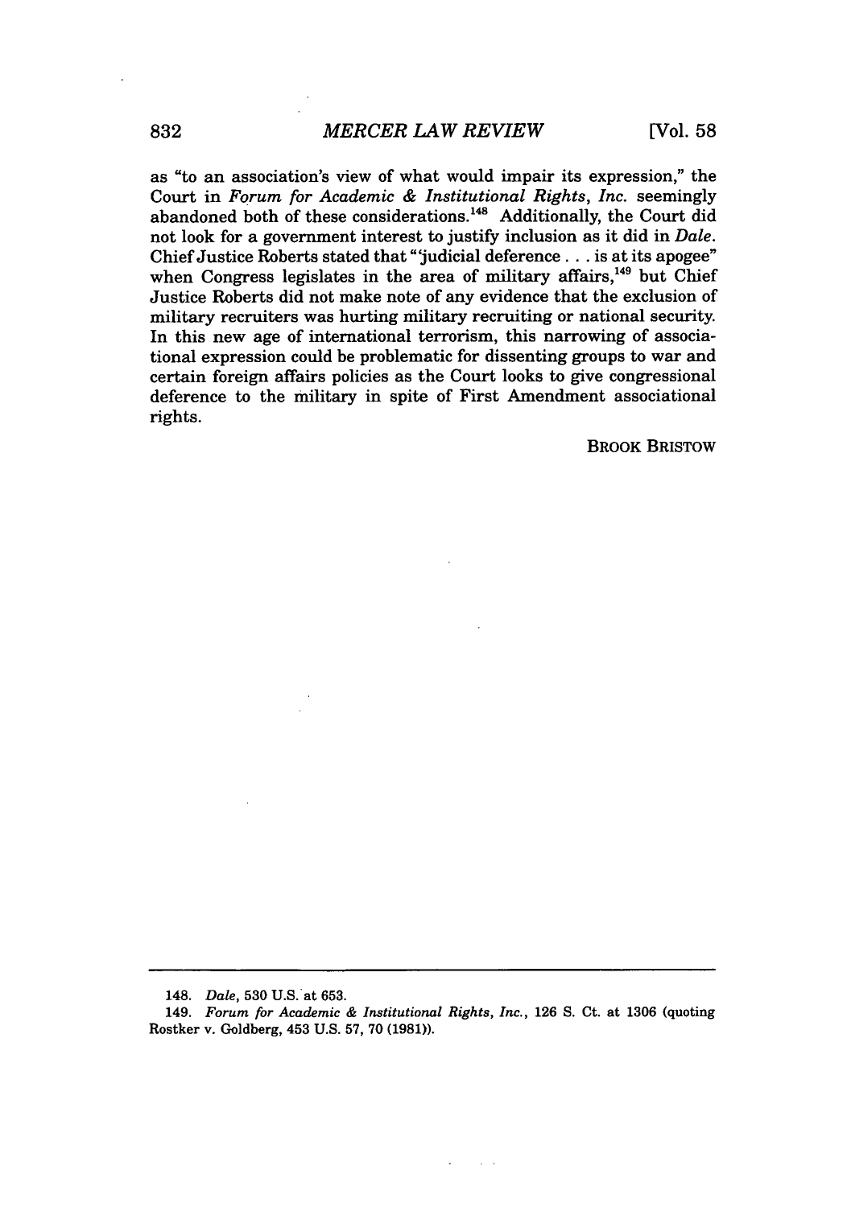as "to an association's view of what would impair its expression," the Court in *Forum for Academic & Institutional Rights, Inc.* seemingly abandoned both of these considerations.[148] Additionally, the Court did not look for a government interest to justify inclusion as it did in *Dale*. Chief Justice Roberts stated that "'judicial deference . . . is at its apogee" when Congress legislates in the area of military affairs,[149] but Chief Justice Roberts did not make note of any evidence that the exclusion of military recruiters was hurting military recruiting or national security. In this new age of international terrorism, this narrowing of associational expression could be problematic for dissenting groups to war and certain foreign affairs policies as the Court looks to give congressional deference to the military in spite of First Amendment associational rights.

BROOK BRISTOW

---

148. *Dale*, 530 U.S. at 653.

149. *Forum for Academic & Institutional Rights, Inc.*, 126 S. Ct. at 1306 (quoting Rostker v. Goldberg, 453 U.S. 57, 70 (1981)).